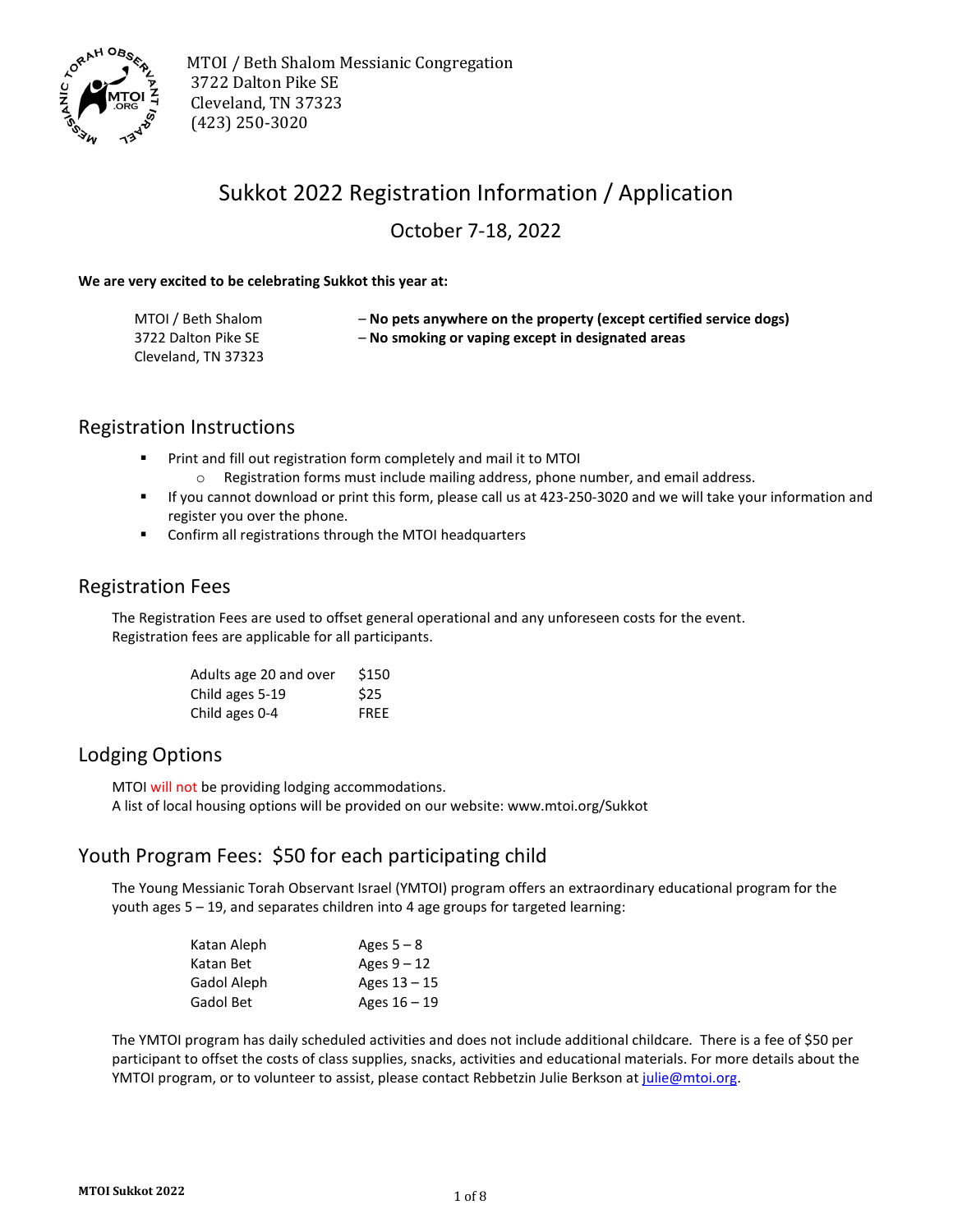MTOI / Beth Shalom Messianic Congregation
3722 Dalton Pike SE
Cleveland, TN 37323
(423) 250-3020

# Sukkot 2022 Registration Information / Application

## October 7-18, 2022

**We are very excited to be celebrating Sukkot this year at:**

MTOI / Beth Shalom
3722 Dalton Pike SE
Cleveland, TN 37323

– **No pets anywhere on the property (except certified service dogs)**
– **No smoking or vaping except in designated areas**

## Registration Instructions

- Print and fill out registration form completely and mail it to MTOI
  - Registration forms must include mailing address, phone number, and email address.
- If you cannot download or print this form, please call us at 423-250-3020 and we will take your information and register you over the phone.
- Confirm all registrations through the MTOI headquarters

## Registration Fees

The Registration Fees are used to offset general operational and any unforeseen costs for the event. Registration fees are applicable for all participants.

| | |
|---|---|
| Adults age 20 and over | $150 |
| Child ages 5-19 | $25 |
| Child ages 0-4 | FREE |

## Lodging Options

MTOI will not be providing lodging accommodations.
A list of local housing options will be provided on our website: www.mtoi.org/Sukkot

## Youth Program Fees: $50 for each participating child

The Young Messianic Torah Observant Israel (YMTOI) program offers an extraordinary educational program for the youth ages 5 – 19, and separates children into 4 age groups for targeted learning:

| | |
|---|---|
| Katan Aleph | Ages 5 – 8 |
| Katan Bet | Ages 9 – 12 |
| Gadol Aleph | Ages 13 – 15 |
| Gadol Bet | Ages 16 – 19 |

The YMTOI program has daily scheduled activities and does not include additional childcare. There is a fee of $50 per participant to offset the costs of class supplies, snacks, activities and educational materials. For more details about the YMTOI program, or to volunteer to assist, please contact Rebbetzin Julie Berkson at julie@mtoi.org.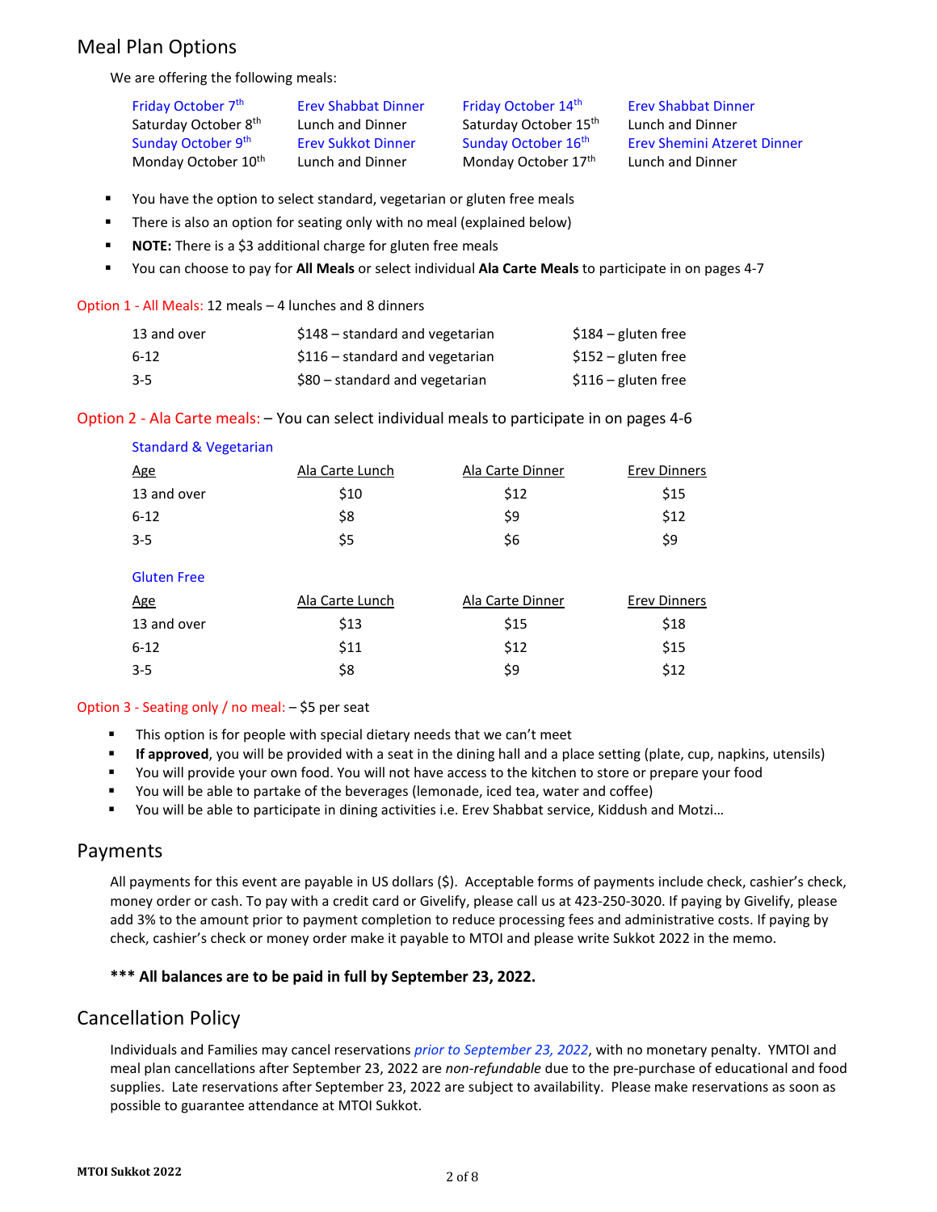## Meal Plan Options

We are offering the following meals:

| | | | |
|---|---|---|---|
| Friday October 7th | Erev Shabbat Dinner | Friday October 14th | Erev Shabbat Dinner |
| Saturday October 8th | Lunch and Dinner | Saturday October 15th | Lunch and Dinner |
| Sunday October 9th | Erev Sukkot Dinner | Sunday October 16th | Erev Shemini Atzeret Dinner |
| Monday October 10th | Lunch and Dinner | Monday October 17th | Lunch and Dinner |

- You have the option to select standard, vegetarian or gluten free meals
- There is also an option for seating only with no meal (explained below)
- **NOTE:** There is a $3 additional charge for gluten free meals
- You can choose to pay for **All Meals** or select individual **Ala Carte Meals** to participate in on pages 4-7

Option 1 - All Meals: 12 meals – 4 lunches and 8 dinners

| | | |
|---|---|---|
| 13 and over | $148 – standard and vegetarian | $184 – gluten free |
| 6-12 | $116 – standard and vegetarian | $152 – gluten free |
| 3-5 | $80 – standard and vegetarian | $116 – gluten free |

Option 2 - Ala Carte meals: – You can select individual meals to participate in on pages 4-6

Standard & Vegetarian

| Age | Ala Carte Lunch | Ala Carte Dinner | Erev Dinners |
|---|---|---|---|
| 13 and over | $10 | $12 | $15 |
| 6-12 | $8 | $9 | $12 |
| 3-5 | $5 | $6 | $9 |

Gluten Free

| Age | Ala Carte Lunch | Ala Carte Dinner | Erev Dinners |
|---|---|---|---|
| 13 and over | $13 | $15 | $18 |
| 6-12 | $11 | $12 | $15 |
| 3-5 | $8 | $9 | $12 |

Option 3 - Seating only / no meal: – $5 per seat

- This option is for people with special dietary needs that we can't meet
- **If approved**, you will be provided with a seat in the dining hall and a place setting (plate, cup, napkins, utensils)
- You will provide your own food. You will not have access to the kitchen to store or prepare your food
- You will be able to partake of the beverages (lemonade, iced tea, water and coffee)
- You will be able to participate in dining activities i.e. Erev Shabbat service, Kiddush and Motzi…

## Payments

All payments for this event are payable in US dollars ($). Acceptable forms of payments include check, cashier's check, money order or cash. To pay with a credit card or Givelify, please call us at 423-250-3020. If paying by Givelify, please add 3% to the amount prior to payment completion to reduce processing fees and administrative costs. If paying by check, cashier's check or money order make it payable to MTOI and please write Sukkot 2022 in the memo.

**\*\*\* All balances are to be paid in full by September 23, 2022.**

## Cancellation Policy

Individuals and Families may cancel reservations *prior to September 23, 2022*, with no monetary penalty. YMTOI and meal plan cancellations after September 23, 2022 are *non-refundable* due to the pre-purchase of educational and food supplies. Late reservations after September 23, 2022 are subject to availability. Please make reservations as soon as possible to guarantee attendance at MTOI Sukkot.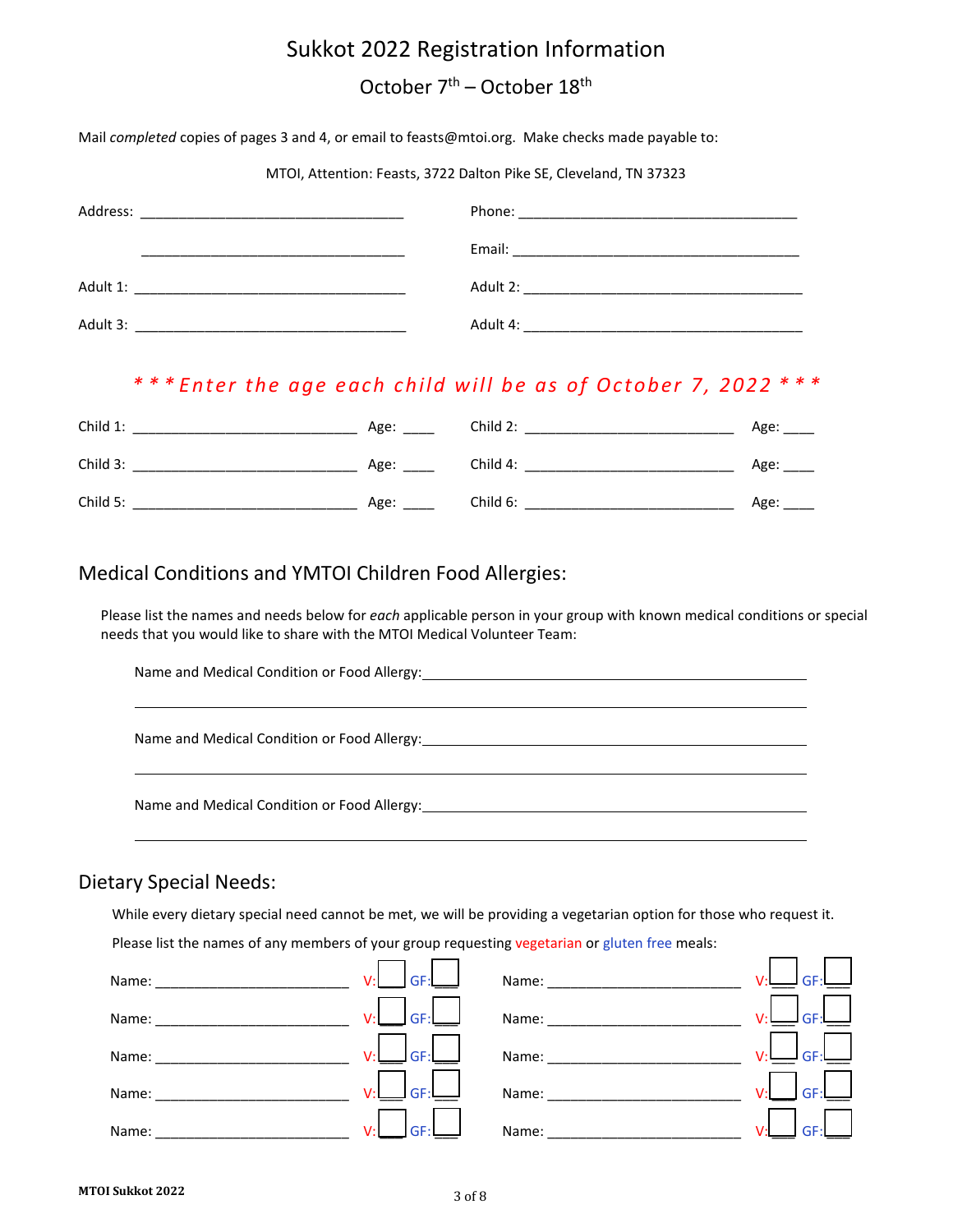# Sukkot 2022 Registration Information

## October 7th – October 18th

Mail *completed* copies of pages 3 and 4, or email to feasts@mtoi.org. Make checks made payable to:

MTOI, Attention: Feasts, 3722 Dalton Pike SE, Cleveland, TN 37323

Address: ______________________________ Phone: ______________________________

______________________________ Email: ______________________________

Adult 1: ______________________________ Adult 2: ______________________________

Adult 3: ______________________________ Adult 4: ______________________________

*** *Enter the age each child will be as of October 7, 2022* ***

Child 1: ________________________ Age: ____ Child 2: ________________________ Age: ____

Child 3: ________________________ Age: ____ Child 4: ________________________ Age: ____

Child 5: ________________________ Age: ____ Child 6: ________________________ Age: ____

## Medical Conditions and YMTOI Children Food Allergies:

Please list the names and needs below for *each* applicable person in your group with known medical conditions or special needs that you would like to share with the MTOI Medical Volunteer Team:

Name and Medical Condition or Food Allergy: ________________________________________

________________________________________________________________________

Name and Medical Condition or Food Allergy: ________________________________________

________________________________________________________________________

Name and Medical Condition or Food Allergy: ________________________________________

________________________________________________________________________

## Dietary Special Needs:

While every dietary special need cannot be met, we will be providing a vegetarian option for those who request it.

Please list the names of any members of your group requesting vegetarian or gluten free meals:

Name: ______________________ V: ☐ GF: ☐ Name: ______________________ V: ☐ GF: ☐

Name: ______________________ V: ☐ GF: ☐ Name: ______________________ V: ☐ GF: ☐

Name: ______________________ V: ☐ GF: ☐ Name: ______________________ V: ☐ GF: ☐

Name: ______________________ V: ☐ GF: ☐ Name: ______________________ V: ☐ GF: ☐

Name: ______________________ V: ☐ GF: ☐ Name: ______________________ V: ☐ GF: ☐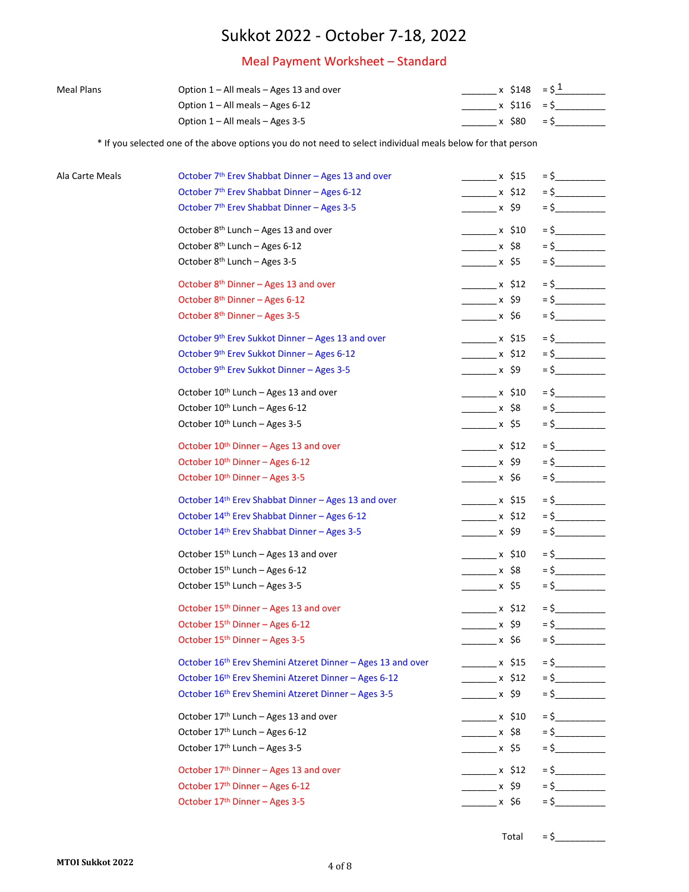# Sukkot 2022 - October 7-18, 2022

## Meal Payment Worksheet – Standard

| | | Qty | | Price | Amount |
|---|---|---|---|---|---|
| Meal Plans | Option 1 – All meals – Ages 13 and over | _______ | x | $148 | = $1_________ |
| | Option 1 – All meals – Ages 6-12 | _______ | x | $116 | = $__________ |
| | Option 1 – All meals – Ages 3-5 | _______ | x | $80 | = $__________ |

* If you selected one of the above options you do not need to select individual meals below for that person

| | | Qty | | Price | Amount |
|---|---|---|---|---|---|
| Ala Carte Meals | October 7th Erev Shabbat Dinner – Ages 13 and over | _______ | x | $15 | = $__________ |
| | October 7th Erev Shabbat Dinner – Ages 6-12 | _______ | x | $12 | = $__________ |
| | October 7th Erev Shabbat Dinner – Ages 3-5 | _______ | x | $9 | = $__________ |
| | October 8th Lunch – Ages 13 and over | _______ | x | $10 | = $__________ |
| | October 8th Lunch – Ages 6-12 | _______ | x | $8 | = $__________ |
| | October 8th Lunch – Ages 3-5 | _______ | x | $5 | = $__________ |
| | October 8th Dinner – Ages 13 and over | _______ | x | $12 | = $__________ |
| | October 8th Dinner – Ages 6-12 | _______ | x | $9 | = $__________ |
| | October 8th Dinner – Ages 3-5 | _______ | x | $6 | = $__________ |
| | October 9th Erev Sukkot Dinner – Ages 13 and over | _______ | x | $15 | = $__________ |
| | October 9th Erev Sukkot Dinner – Ages 6-12 | _______ | x | $12 | = $__________ |
| | October 9th Erev Sukkot Dinner – Ages 3-5 | _______ | x | $9 | = $__________ |
| | October 10th Lunch – Ages 13 and over | _______ | x | $10 | = $__________ |
| | October 10th Lunch – Ages 6-12 | _______ | x | $8 | = $__________ |
| | October 10th Lunch – Ages 3-5 | _______ | x | $5 | = $__________ |
| | October 10th Dinner – Ages 13 and over | _______ | x | $12 | = $__________ |
| | October 10th Dinner – Ages 6-12 | _______ | x | $9 | = $__________ |
| | October 10th Dinner – Ages 3-5 | _______ | x | $6 | = $__________ |
| | October 14th Erev Shabbat Dinner – Ages 13 and over | _______ | x | $15 | = $__________ |
| | October 14th Erev Shabbat Dinner – Ages 6-12 | _______ | x | $12 | = $__________ |
| | October 14th Erev Shabbat Dinner – Ages 3-5 | _______ | x | $9 | = $__________ |
| | October 15th Lunch – Ages 13 and over | _______ | x | $10 | = $__________ |
| | October 15th Lunch – Ages 6-12 | _______ | x | $8 | = $__________ |
| | October 15th Lunch – Ages 3-5 | _______ | x | $5 | = $__________ |
| | October 15th Dinner – Ages 13 and over | _______ | x | $12 | = $__________ |
| | October 15th Dinner – Ages 6-12 | _______ | x | $9 | = $__________ |
| | October 15th Dinner – Ages 3-5 | _______ | x | $6 | = $__________ |
| | October 16th Erev Shemini Atzeret Dinner – Ages 13 and over | _______ | x | $15 | = $__________ |
| | October 16th Erev Shemini Atzeret Dinner – Ages 6-12 | _______ | x | $12 | = $__________ |
| | October 16th Erev Shemini Atzeret Dinner – Ages 3-5 | _______ | x | $9 | = $__________ |
| | October 17th Lunch – Ages 13 and over | _______ | x | $10 | = $__________ |
| | October 17th Lunch – Ages 6-12 | _______ | x | $8 | = $__________ |
| | October 17th Lunch – Ages 3-5 | _______ | x | $5 | = $__________ |
| | October 17th Dinner – Ages 13 and over | _______ | x | $12 | = $__________ |
| | October 17th Dinner – Ages 6-12 | _______ | x | $9 | = $__________ |
| | October 17th Dinner – Ages 3-5 | _______ | x | $6 | = $__________ |
| | | | | Total | = $__________ |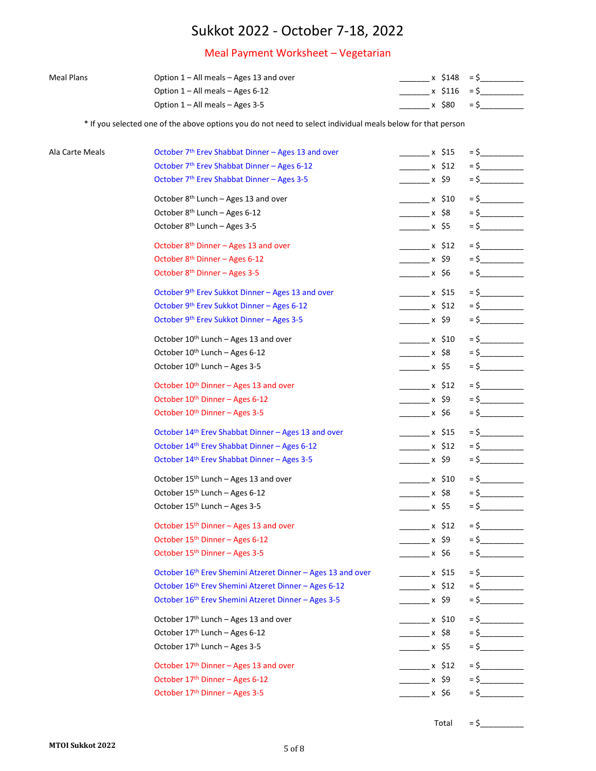# Sukkot 2022 - October 7-18, 2022

## Meal Payment Worksheet – Vegetarian

| | | Qty | | Price | | Amount |
|---|---|---|---|---|---|---|
| Meal Plans | Option 1 – All meals – Ages 13 and over | _______ | x | $148 | = $ | __________ |
| | Option 1 – All meals – Ages 6-12 | _______ | x | $116 | = $ | __________ |
| | Option 1 – All meals – Ages 3-5 | _______ | x | $80 | = $ | __________ |

\* If you selected one of the above options you do not need to select individual meals below for that person

| | | Qty | | Price | | Amount |
|---|---|---|---|---|---|---|
| Ala Carte Meals | October 7th Erev Shabbat Dinner – Ages 13 and over | _______ | x | $15 | = $ | __________ |
| | October 7th Erev Shabbat Dinner – Ages 6-12 | _______ | x | $12 | = $ | __________ |
| | October 7th Erev Shabbat Dinner – Ages 3-5 | _______ | x | $9 | = $ | __________ |
| | October 8th Lunch – Ages 13 and over | _______ | x | $10 | = $ | __________ |
| | October 8th Lunch – Ages 6-12 | _______ | x | $8 | = $ | __________ |
| | October 8th Lunch – Ages 3-5 | _______ | x | $5 | = $ | __________ |
| | October 8th Dinner – Ages 13 and over | _______ | x | $12 | = $ | __________ |
| | October 8th Dinner – Ages 6-12 | _______ | x | $9 | = $ | __________ |
| | October 8th Dinner – Ages 3-5 | _______ | x | $6 | = $ | __________ |
| | October 9th Erev Sukkot Dinner – Ages 13 and over | _______ | x | $15 | = $ | __________ |
| | October 9th Erev Sukkot Dinner – Ages 6-12 | _______ | x | $12 | = $ | __________ |
| | October 9th Erev Sukkot Dinner – Ages 3-5 | _______ | x | $9 | = $ | __________ |
| | October 10th Lunch – Ages 13 and over | _______ | x | $10 | = $ | __________ |
| | October 10th Lunch – Ages 6-12 | _______ | x | $8 | = $ | __________ |
| | October 10th Lunch – Ages 3-5 | _______ | x | $5 | = $ | __________ |
| | October 10th Dinner – Ages 13 and over | _______ | x | $12 | = $ | __________ |
| | October 10th Dinner – Ages 6-12 | _______ | x | $9 | = $ | __________ |
| | October 10th Dinner – Ages 3-5 | _______ | x | $6 | = $ | __________ |
| | October 14th Erev Shabbat Dinner – Ages 13 and over | _______ | x | $15 | = $ | __________ |
| | October 14th Erev Shabbat Dinner – Ages 6-12 | _______ | x | $12 | = $ | __________ |
| | October 14th Erev Shabbat Dinner – Ages 3-5 | _______ | x | $9 | = $ | __________ |
| | October 15th Lunch – Ages 13 and over | _______ | x | $10 | = $ | __________ |
| | October 15th Lunch – Ages 6-12 | _______ | x | $8 | = $ | __________ |
| | October 15th Lunch – Ages 3-5 | _______ | x | $5 | = $ | __________ |
| | October 15th Dinner – Ages 13 and over | _______ | x | $12 | = $ | __________ |
| | October 15th Dinner – Ages 6-12 | _______ | x | $9 | = $ | __________ |
| | October 15th Dinner – Ages 3-5 | _______ | x | $6 | = $ | __________ |
| | October 16th Erev Shemini Atzeret Dinner – Ages 13 and over | _______ | x | $15 | = $ | __________ |
| | October 16th Erev Shemini Atzeret Dinner – Ages 6-12 | _______ | x | $12 | = $ | __________ |
| | October 16th Erev Shemini Atzeret Dinner – Ages 3-5 | _______ | x | $9 | = $ | __________ |
| | October 17th Lunch – Ages 13 and over | _______ | x | $10 | = $ | __________ |
| | October 17th Lunch – Ages 6-12 | _______ | x | $8 | = $ | __________ |
| | October 17th Lunch – Ages 3-5 | _______ | x | $5 | = $ | __________ |
| | October 17th Dinner – Ages 13 and over | _______ | x | $12 | = $ | __________ |
| | October 17th Dinner – Ages 6-12 | _______ | x | $9 | = $ | __________ |
| | October 17th Dinner – Ages 3-5 | _______ | x | $6 | = $ | __________ |
| | | | | Total | = $ | __________ |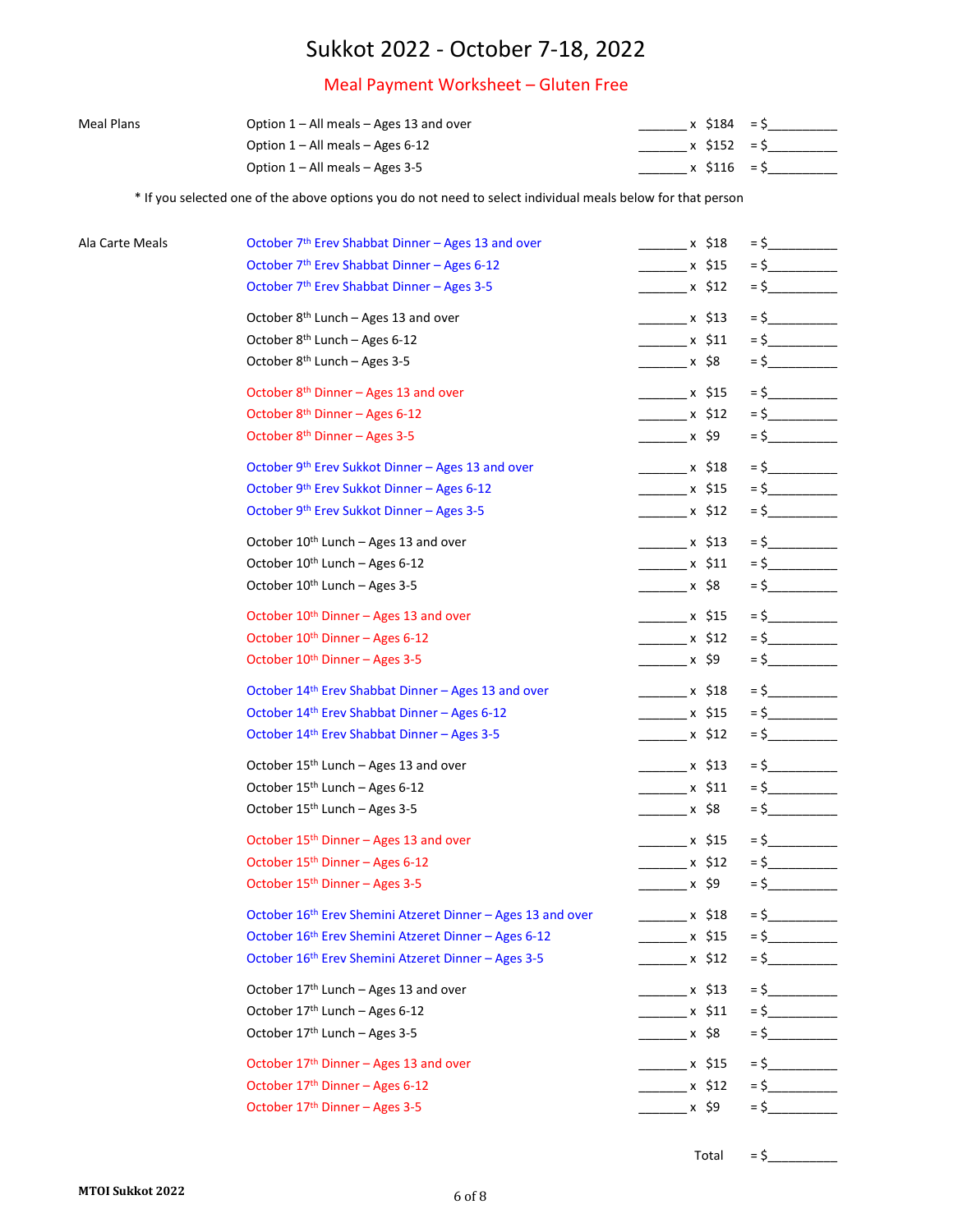# Sukkot 2022 - October 7-18, 2022

## Meal Payment Worksheet – Gluten Free

| | | Qty | | Price | Amount |
|---|---|---|---|---|---|
| Meal Plans | Option 1 – All meals – Ages 13 and over | _______ | x | $184 | = $__________ |
| | Option 1 – All meals – Ages 6-12 | _______ | x | $152 | = $__________ |
| | Option 1 – All meals – Ages 3-5 | _______ | x | $116 | = $__________ |

\* If you selected one of the above options you do not need to select individual meals below for that person

| | | Qty | | Price | Amount |
|---|---|---|---|---|---|
| Ala Carte Meals | October 7th Erev Shabbat Dinner – Ages 13 and over | _______ | x | $18 | = $__________ |
| | October 7th Erev Shabbat Dinner – Ages 6-12 | _______ | x | $15 | = $__________ |
| | October 7th Erev Shabbat Dinner – Ages 3-5 | _______ | x | $12 | = $__________ |
| | October 8th Lunch – Ages 13 and over | _______ | x | $13 | = $__________ |
| | October 8th Lunch – Ages 6-12 | _______ | x | $11 | = $__________ |
| | October 8th Lunch – Ages 3-5 | _______ | x | $8 | = $__________ |
| | October 8th Dinner – Ages 13 and over | _______ | x | $15 | = $__________ |
| | October 8th Dinner – Ages 6-12 | _______ | x | $12 | = $__________ |
| | October 8th Dinner – Ages 3-5 | _______ | x | $9 | = $__________ |
| | October 9th Erev Sukkot Dinner – Ages 13 and over | _______ | x | $18 | = $__________ |
| | October 9th Erev Sukkot Dinner – Ages 6-12 | _______ | x | $15 | = $__________ |
| | October 9th Erev Sukkot Dinner – Ages 3-5 | _______ | x | $12 | = $__________ |
| | October 10th Lunch – Ages 13 and over | _______ | x | $13 | = $__________ |
| | October 10th Lunch – Ages 6-12 | _______ | x | $11 | = $__________ |
| | October 10th Lunch – Ages 3-5 | _______ | x | $8 | = $__________ |
| | October 10th Dinner – Ages 13 and over | _______ | x | $15 | = $__________ |
| | October 10th Dinner – Ages 6-12 | _______ | x | $12 | = $__________ |
| | October 10th Dinner – Ages 3-5 | _______ | x | $9 | = $__________ |
| | October 14th Erev Shabbat Dinner – Ages 13 and over | _______ | x | $18 | = $__________ |
| | October 14th Erev Shabbat Dinner – Ages 6-12 | _______ | x | $15 | = $__________ |
| | October 14th Erev Shabbat Dinner – Ages 3-5 | _______ | x | $12 | = $__________ |
| | October 15th Lunch – Ages 13 and over | _______ | x | $13 | = $__________ |
| | October 15th Lunch – Ages 6-12 | _______ | x | $11 | = $__________ |
| | October 15th Lunch – Ages 3-5 | _______ | x | $8 | = $__________ |
| | October 15th Dinner – Ages 13 and over | _______ | x | $15 | = $__________ |
| | October 15th Dinner – Ages 6-12 | _______ | x | $12 | = $__________ |
| | October 15th Dinner – Ages 3-5 | _______ | x | $9 | = $__________ |
| | October 16th Erev Shemini Atzeret Dinner – Ages 13 and over | _______ | x | $18 | = $__________ |
| | October 16th Erev Shemini Atzeret Dinner – Ages 6-12 | _______ | x | $15 | = $__________ |
| | October 16th Erev Shemini Atzeret Dinner – Ages 3-5 | _______ | x | $12 | = $__________ |
| | October 17th Lunch – Ages 13 and over | _______ | x | $13 | = $__________ |
| | October 17th Lunch – Ages 6-12 | _______ | x | $11 | = $__________ |
| | October 17th Lunch – Ages 3-5 | _______ | x | $8 | = $__________ |
| | October 17th Dinner – Ages 13 and over | _______ | x | $15 | = $__________ |
| | October 17th Dinner – Ages 6-12 | _______ | x | $12 | = $__________ |
| | October 17th Dinner – Ages 3-5 | _______ | x | $9 | = $__________ |
| | | | | Total | = $__________ |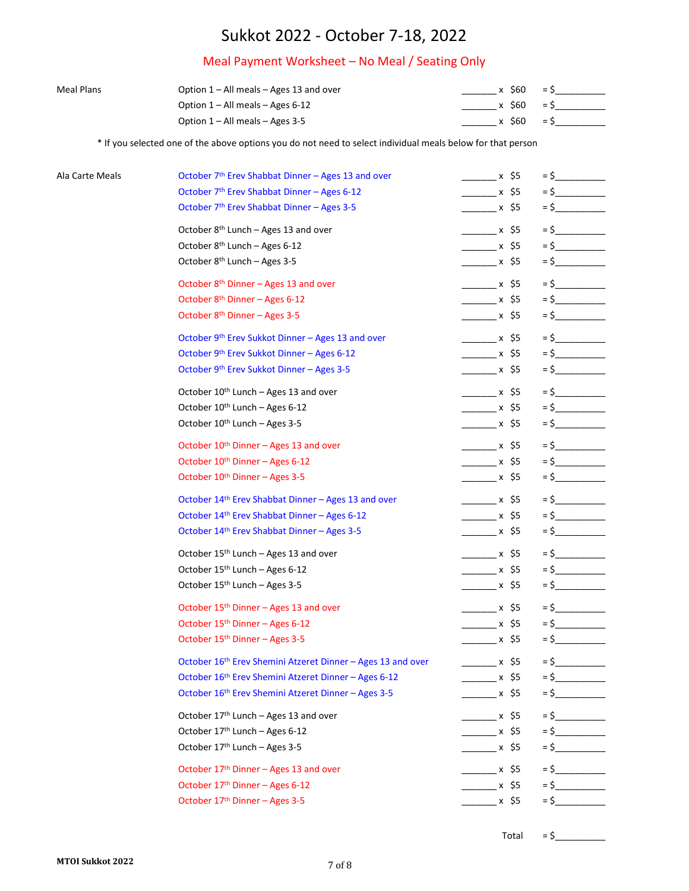# Sukkot 2022 - October 7-18, 2022

## Meal Payment Worksheet – No Meal / Seating Only

| | | Qty | | Price | Amount |
|---|---|---|---|---|---|
| Meal Plans | Option 1 – All meals – Ages 13 and over | _______ | x | $60 | = $__________ |
| | Option 1 – All meals – Ages 6-12 | _______ | x | $60 | = $__________ |
| | Option 1 – All meals – Ages 3-5 | _______ | x | $60 | = $__________ |

* If you selected one of the above options you do not need to select individual meals below for that person

| | | Qty | | Price | Amount |
|---|---|---|---|---|---|
| Ala Carte Meals | October 7th Erev Shabbat Dinner – Ages 13 and over | _______ | x | $5 | = $__________ |
| | October 7th Erev Shabbat Dinner – Ages 6-12 | _______ | x | $5 | = $__________ |
| | October 7th Erev Shabbat Dinner – Ages 3-5 | _______ | x | $5 | = $__________ |
| | October 8th Lunch – Ages 13 and over | _______ | x | $5 | = $__________ |
| | October 8th Lunch – Ages 6-12 | _______ | x | $5 | = $__________ |
| | October 8th Lunch – Ages 3-5 | _______ | x | $5 | = $__________ |
| | October 8th Dinner – Ages 13 and over | _______ | x | $5 | = $__________ |
| | October 8th Dinner – Ages 6-12 | _______ | x | $5 | = $__________ |
| | October 8th Dinner – Ages 3-5 | _______ | x | $5 | = $__________ |
| | October 9th Erev Sukkot Dinner – Ages 13 and over | _______ | x | $5 | = $__________ |
| | October 9th Erev Sukkot Dinner – Ages 6-12 | _______ | x | $5 | = $__________ |
| | October 9th Erev Sukkot Dinner – Ages 3-5 | _______ | x | $5 | = $__________ |
| | October 10th Lunch – Ages 13 and over | _______ | x | $5 | = $__________ |
| | October 10th Lunch – Ages 6-12 | _______ | x | $5 | = $__________ |
| | October 10th Lunch – Ages 3-5 | _______ | x | $5 | = $__________ |
| | October 10th Dinner – Ages 13 and over | _______ | x | $5 | = $__________ |
| | October 10th Dinner – Ages 6-12 | _______ | x | $5 | = $__________ |
| | October 10th Dinner – Ages 3-5 | _______ | x | $5 | = $__________ |
| | October 14th Erev Shabbat Dinner – Ages 13 and over | _______ | x | $5 | = $__________ |
| | October 14th Erev Shabbat Dinner – Ages 6-12 | _______ | x | $5 | = $__________ |
| | October 14th Erev Shabbat Dinner – Ages 3-5 | _______ | x | $5 | = $__________ |
| | October 15th Lunch – Ages 13 and over | _______ | x | $5 | = $__________ |
| | October 15th Lunch – Ages 6-12 | _______ | x | $5 | = $__________ |
| | October 15th Lunch – Ages 3-5 | _______ | x | $5 | = $__________ |
| | October 15th Dinner – Ages 13 and over | _______ | x | $5 | = $__________ |
| | October 15th Dinner – Ages 6-12 | _______ | x | $5 | = $__________ |
| | October 15th Dinner – Ages 3-5 | _______ | x | $5 | = $__________ |
| | October 16th Erev Shemini Atzeret Dinner – Ages 13 and over | _______ | x | $5 | = $__________ |
| | October 16th Erev Shemini Atzeret Dinner – Ages 6-12 | _______ | x | $5 | = $__________ |
| | October 16th Erev Shemini Atzeret Dinner – Ages 3-5 | _______ | x | $5 | = $__________ |
| | October 17th Lunch – Ages 13 and over | _______ | x | $5 | = $__________ |
| | October 17th Lunch – Ages 6-12 | _______ | x | $5 | = $__________ |
| | October 17th Lunch – Ages 3-5 | _______ | x | $5 | = $__________ |
| | October 17th Dinner – Ages 13 and over | _______ | x | $5 | = $__________ |
| | October 17th Dinner – Ages 6-12 | _______ | x | $5 | = $__________ |
| | October 17th Dinner – Ages 3-5 | _______ | x | $5 | = $__________ |
| | | | | Total | = $__________ |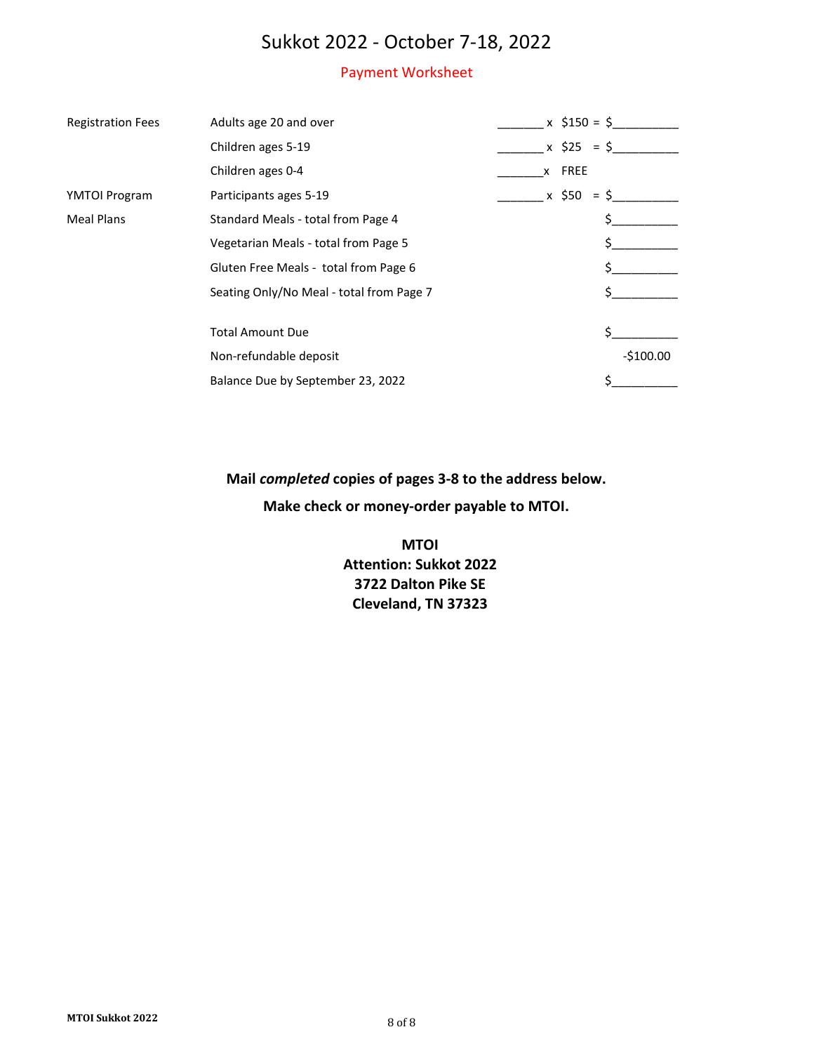# Sukkot 2022 - October 7-18, 2022

## Payment Worksheet

| | | | |
|---|---|---|---|
| Registration Fees | Adults age 20 and over | _______ x $150 = | $__________ |
| | Children ages 5-19 | _______ x $25 = | $__________ |
| | Children ages 0-4 | _______ x FREE | |
| YMTOI Program | Participants ages 5-19 | _______ x $50 = | $__________ |
| Meal Plans | Standard Meals - total from Page 4 | | $__________ |
| | Vegetarian Meals - total from Page 5 | | $__________ |
| | Gluten Free Meals - total from Page 6 | | $__________ |
| | Seating Only/No Meal - total from Page 7 | | $__________ |
| | Total Amount Due | | $__________ |
| | Non-refundable deposit | | -$100.00 |
| | Balance Due by September 23, 2022 | | $__________ |

**Mail *completed* copies of pages 3-8 to the address below.**

**Make check or money-order payable to MTOI.**

**MTOI**
**Attention: Sukkot 2022**
**3722 Dalton Pike SE**
**Cleveland, TN 37323**